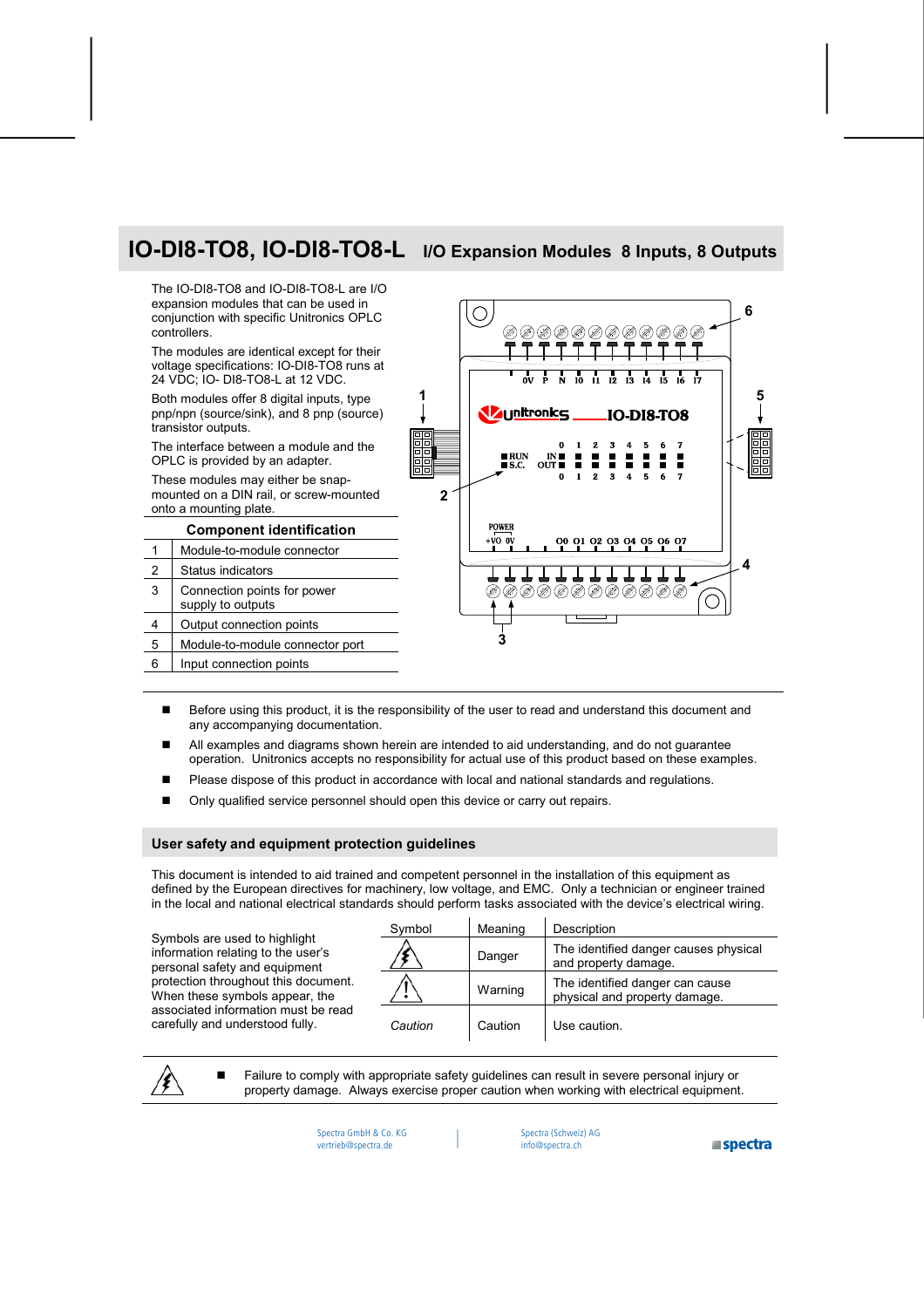# IO-DI8-TO8, IO-DI8-TO8-L  I/O Expansion Modules 8 Inputs, 8 Outputs

The IO-DI8-TO8 and IO-DI8-TO8-L are I/O expansion modules that can be used in conjunction with specific Unitronics OPLC controllers.

The modules are identical except for their voltage specifications: IO-DI8-TO8 runs at 24 VDC; IO- DI8-TO8-L at 12 VDC.

Both modules offer 8 digital inputs, type pnp/npn (source/sink), and 8 pnp (source) transistor outputs.

The interface between a module and the OPLC is provided by an adapter.

These modules may either be snap-mounted on a DIN rail, or screw-mounted onto a mounting plate.

**Component identification**

| | |
|---|---|
| 1 | Module-to-module connector |
| 2 | Status indicators |
| 3 | Connection points for power supply to outputs |
| 4 | Output connection points |
| 5 | Module-to-module connector port |
| 6 | Input connection points |

- Before using this product, it is the responsibility of the user to read and understand this document and any accompanying documentation.
- All examples and diagrams shown herein are intended to aid understanding, and do not guarantee operation. Unitronics accepts no responsibility for actual use of this product based on these examples.
- Please dispose of this product in accordance with local and national standards and regulations.
- Only qualified service personnel should open this device or carry out repairs.

## User safety and equipment protection guidelines

This document is intended to aid trained and competent personnel in the installation of this equipment as defined by the European directives for machinery, low voltage, and EMC. Only a technician or engineer trained in the local and national electrical standards should perform tasks associated with the device's electrical wiring.

Symbols are used to highlight information relating to the user's personal safety and equipment protection throughout this document. When these symbols appear, the associated information must be read carefully and understood fully.

| Symbol | Meaning | Description |
|---|---|---|
| ⚡ | Danger | The identified danger causes physical and property damage. |
| ⚠ | Warning | The identified danger can cause physical and property damage. |
| *Caution* | Caution | Use caution. |

- Failure to comply with appropriate safety guidelines can result in severe personal injury or property damage. Always exercise proper caution when working with electrical equipment.

Spectra GmbH & Co. KG
vertrieb@spectra.de

Spectra (Schweiz) AG
info@spectra.ch

spectra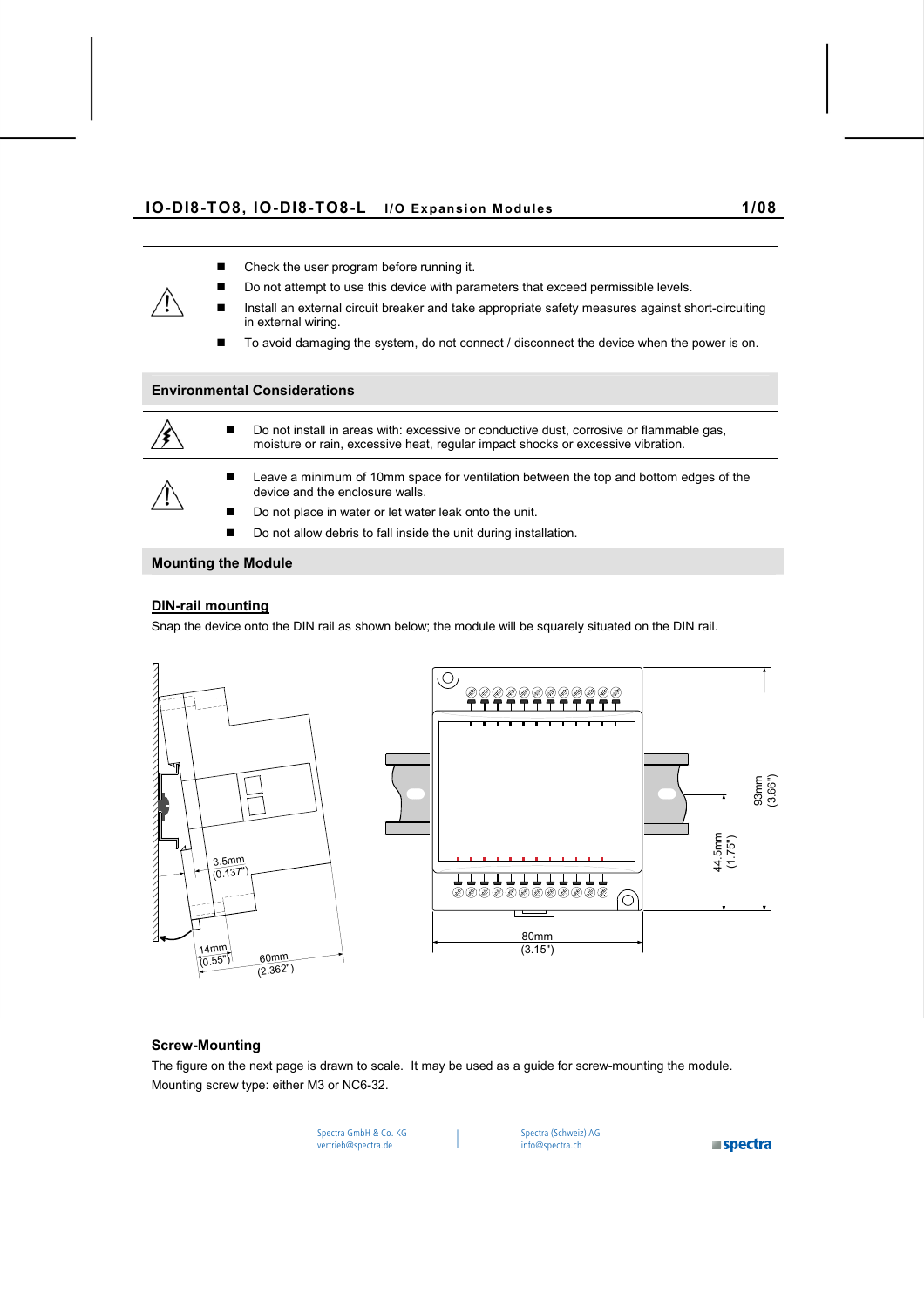- Check the user program before running it.
- Do not attempt to use this device with parameters that exceed permissible levels.
- Install an external circuit breaker and take appropriate safety measures against short-circuiting in external wiring.
- To avoid damaging the system, do not connect / disconnect the device when the power is on.

## Environmental Considerations

- Do not install in areas with: excessive or conductive dust, corrosive or flammable gas, moisture or rain, excessive heat, regular impact shocks or excessive vibration.

- Leave a minimum of 10mm space for ventilation between the top and bottom edges of the device and the enclosure walls.
- Do not place in water or let water leak onto the unit.
- Do not allow debris to fall inside the unit during installation.

## Mounting the Module

### DIN-rail mounting

Snap the device onto the DIN rail as shown below; the module will be squarely situated on the DIN rail.

### Screw-Mounting

The figure on the next page is drawn to scale. It may be used as a guide for screw-mounting the module.
Mounting screw type: either M3 or NC6-32.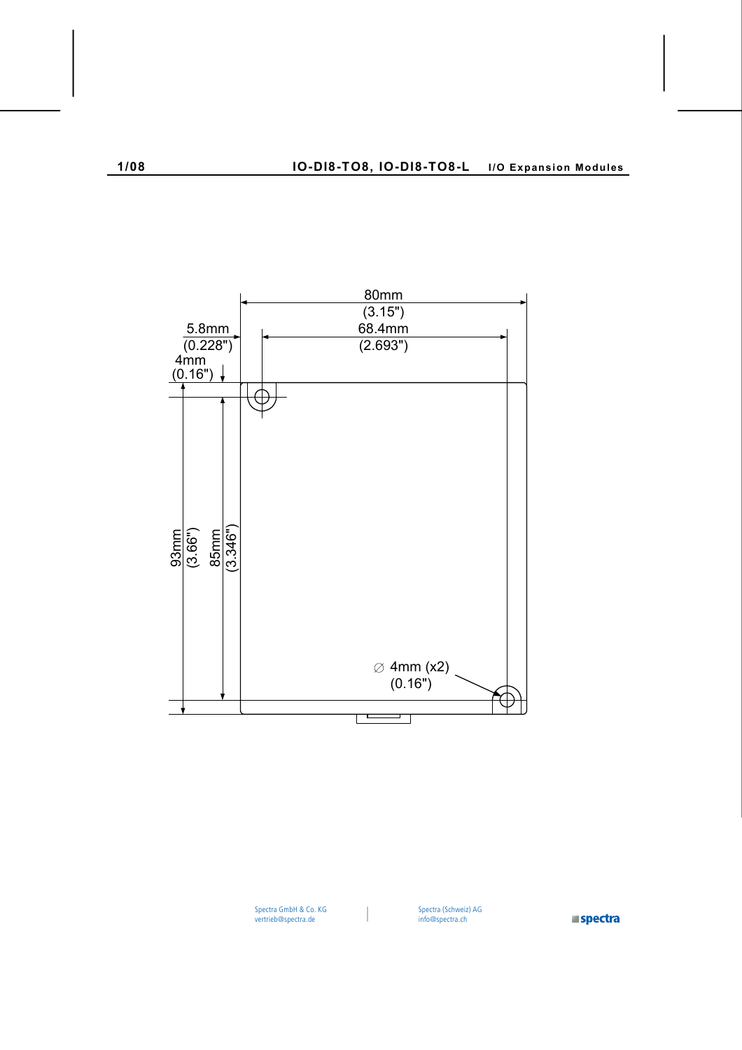80mm
(3.15")

68.4mm
(2.693")

5.8mm
(0.228")

4mm
(0.16")

93mm
(3.66")

85mm
(3.346")

∅ 4mm (x2)
(0.16")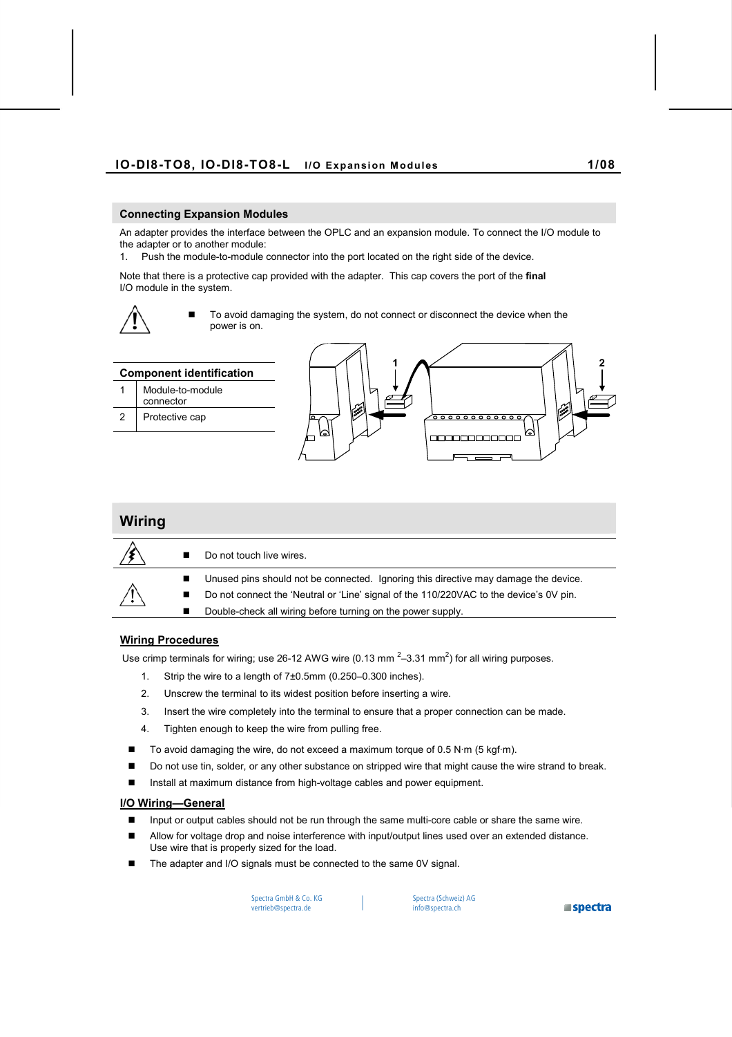## Connecting Expansion Modules

An adapter provides the interface between the OPLC and an expansion module. To connect the I/O module to the adapter or to another module:

1. Push the module-to-module connector into the port located on the right side of the device.

Note that there is a protective cap provided with the adapter. This cap covers the port of the **final** I/O module in the system.

- To avoid damaging the system, do not connect or disconnect the device when the power is on.

| Component identification | |
|---|---|
| 1 | Module-to-module connector |
| 2 | Protective cap |

## Wiring

- Do not touch live wires.

- Unused pins should not be connected. Ignoring this directive may damage the device.
- Do not connect the 'Neutral or 'Line' signal of the 110/220VAC to the device's 0V pin.
- Double-check all wiring before turning on the power supply.

### Wiring Procedures

Use crimp terminals for wiring; use 26-12 AWG wire (0.13 mm $^2$–3.31 mm$^2$) for all wiring purposes.

1. Strip the wire to a length of 7±0.5mm (0.250–0.300 inches).
2. Unscrew the terminal to its widest position before inserting a wire.
3. Insert the wire completely into the terminal to ensure that a proper connection can be made.
4. Tighten enough to keep the wire from pulling free.

- To avoid damaging the wire, do not exceed a maximum torque of 0.5 N·m (5 kgf·m).
- Do not use tin, solder, or any other substance on stripped wire that might cause the wire strand to break.
- Install at maximum distance from high-voltage cables and power equipment.

### I/O Wiring—General

- Input or output cables should not be run through the same multi-core cable or share the same wire.
- Allow for voltage drop and noise interference with input/output lines used over an extended distance. Use wire that is properly sized for the load.
- The adapter and I/O signals must be connected to the same 0V signal.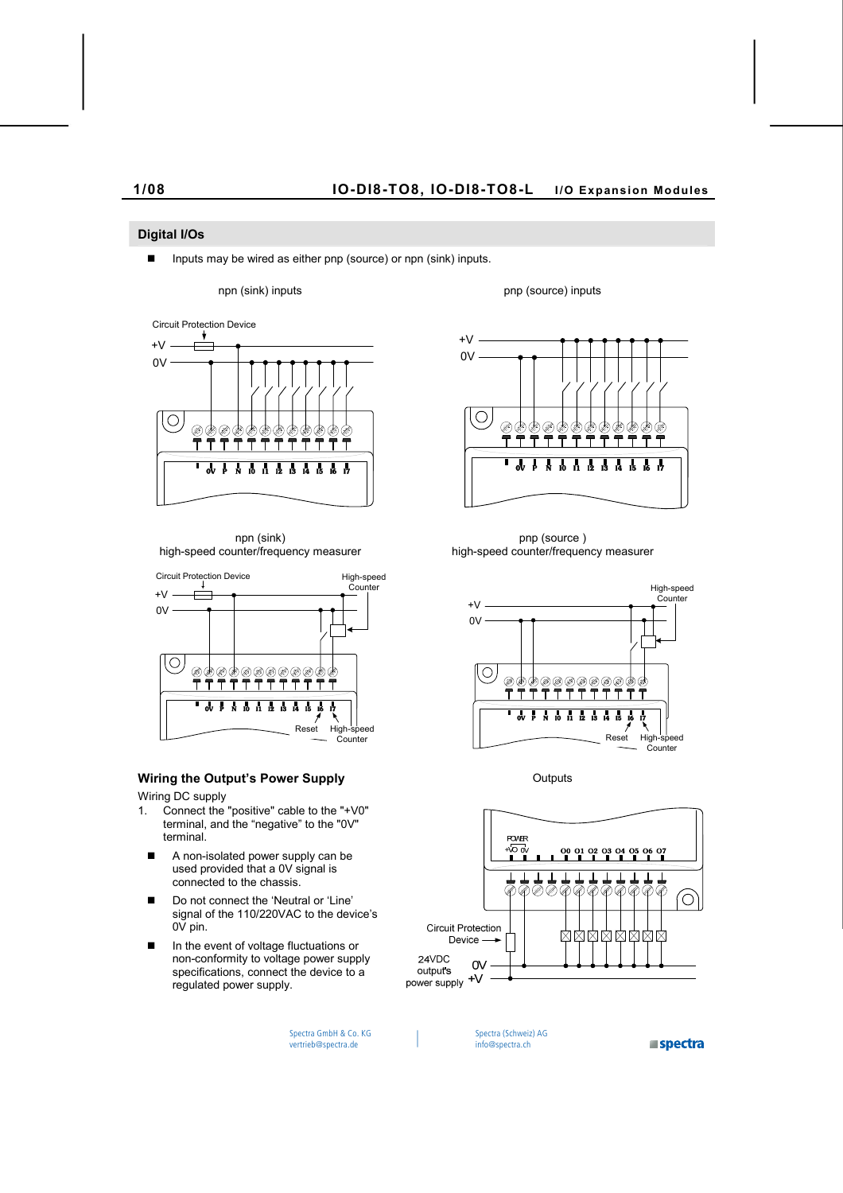## Digital I/Os

- Inputs may be wired as either pnp (source) or npn (sink) inputs.

npn (sink) inputs

pnp (source) inputs

npn (sink)
high-speed counter/frequency measurer

pnp (source )
high-speed counter/frequency measurer

### Wiring the Output's Power Supply

Wiring DC supply

1. Connect the "positive" cable to the "+V0" terminal, and the "negative" to the "0V" terminal.

- A non-isolated power supply can be used provided that a 0V signal is connected to the chassis.
- Do not connect the 'Neutral or 'Line' signal of the 110/220VAC to the device's 0V pin.
- In the event of voltage fluctuations or non-conformity to voltage power supply specifications, connect the device to a regulated power supply.

Outputs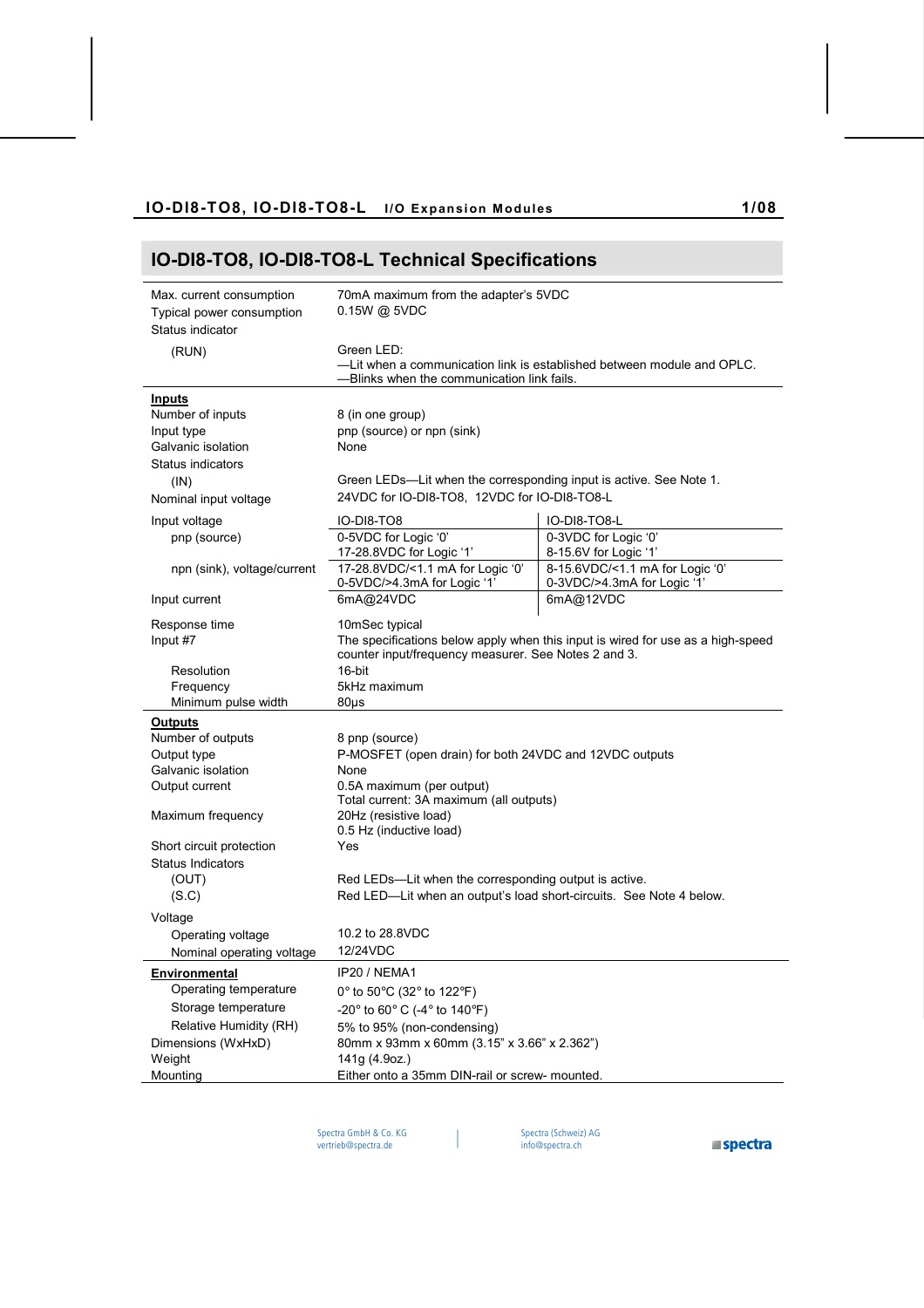## IO-DI8-TO8, IO-DI8-TO8-L Technical Specifications

| | | |
|---|---|---|
| Max. current consumption | 70mA maximum from the adapter's 5VDC | |
| Typical power consumption | 0.15W @ 5VDC | |
| Status indicator | | |
| (RUN) | Green LED:<br>—Lit when a communication link is established between module and OPLC.<br>—Blinks when the communication link fails. | |
| **Inputs** | | |
| Number of inputs | 8 (in one group) | |
| Input type | pnp (source) or npn (sink) | |
| Galvanic isolation | None | |
| Status indicators | | |
| (IN) | Green LEDs—Lit when the corresponding input is active. See Note 1. | |
| Nominal input voltage | 24VDC for IO-DI8-TO8, 12VDC for IO-DI8-TO8-L | |
| Input voltage | IO-DI8-TO8 | IO-DI8-TO8-L |
| pnp (source) | 0-5VDC for Logic '0'<br>17-28.8VDC for Logic '1' | 0-3VDC for Logic '0'<br>8-15.6V for Logic '1' |
| npn (sink), voltage/current | 17-28.8VDC/<1.1 mA for Logic '0'<br>0-5VDC/>4.3mA for Logic '1' | 8-15.6VDC/<1.1 mA for Logic '0'<br>0-3VDC/>4.3mA for Logic '1' |
| Input current | 6mA@24VDC | 6mA@12VDC |
| Response time | 10mSec typical | |
| Input #7 | The specifications below apply when this input is wired for use as a high-speed counter input/frequency measurer. See Notes 2 and 3. | |
| Resolution | 16-bit | |
| Frequency | 5kHz maximum | |
| Minimum pulse width | 80μs | |
| **Outputs** | | |
| Number of outputs | 8 pnp (source) | |
| Output type | P-MOSFET (open drain) for both 24VDC and 12VDC outputs | |
| Galvanic isolation | None | |
| Output current | 0.5A maximum (per output)<br>Total current: 3A maximum (all outputs) | |
| Maximum frequency | 20Hz (resistive load)<br>0.5 Hz (inductive load) | |
| Short circuit protection | Yes | |
| Status Indicators | | |
| (OUT) | Red LEDs—Lit when the corresponding output is active. | |
| (S.C) | Red LED—Lit when an output's load short-circuits. See Note 4 below. | |
| Voltage | | |
| Operating voltage | 10.2 to 28.8VDC | |
| Nominal operating voltage | 12/24VDC | |
| **Environmental** | IP20 / NEMA1 | |
| Operating temperature | 0° to 50°C (32° to 122°F) | |
| Storage temperature | -20° to 60° C (-4° to 140°F) | |
| Relative Humidity (RH) | 5% to 95% (non-condensing) | |
| Dimensions (WxHxD) | 80mm x 93mm x 60mm (3.15" x 3.66" x 2.362") | |
| Weight | 141g (4.9oz.) | |
| Mounting | Either onto a 35mm DIN-rail or screw- mounted. | |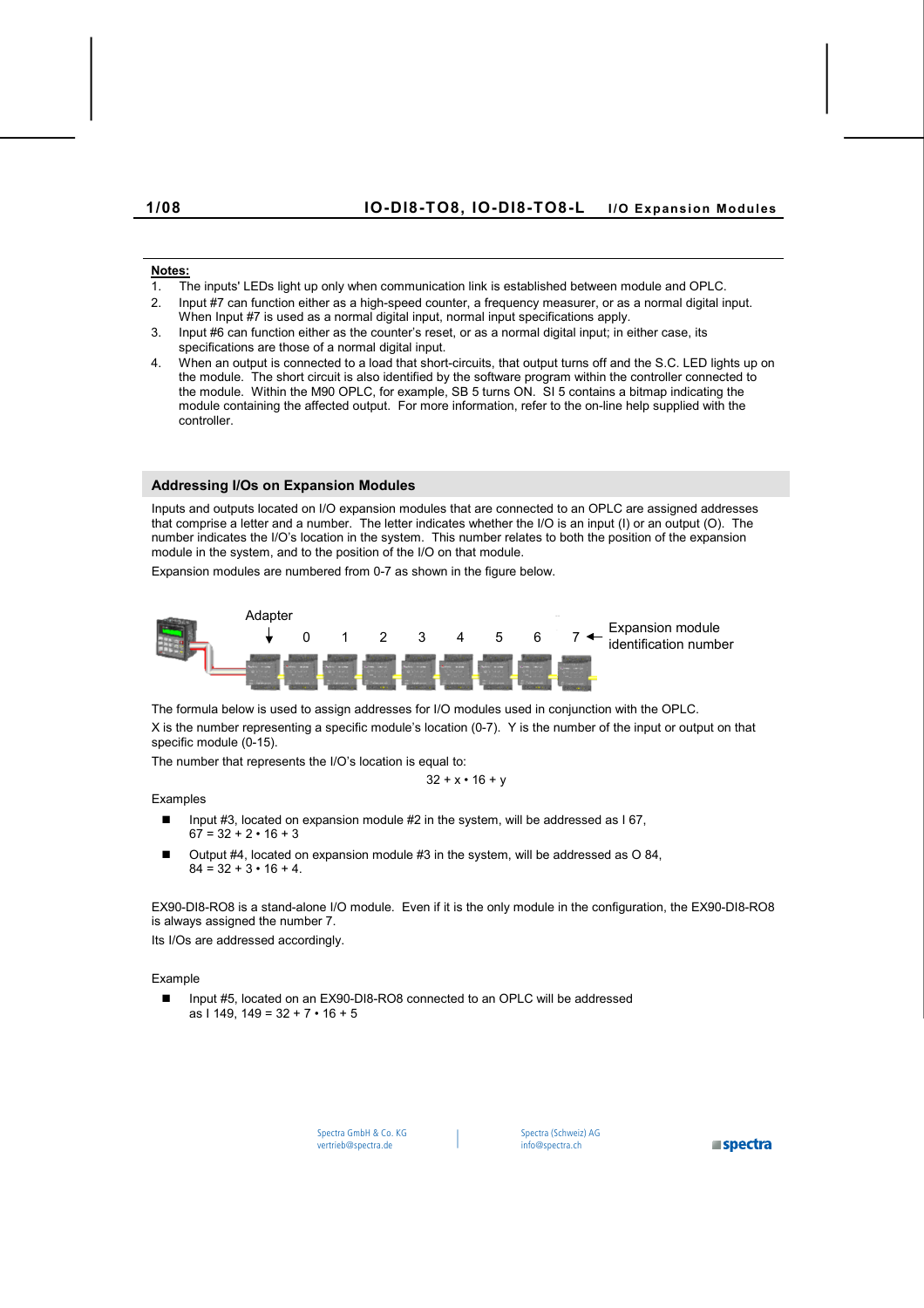**Notes:**

1. The inputs' LEDs light up only when communication link is established between module and OPLC.
2. Input #7 can function either as a high-speed counter, a frequency measurer, or as a normal digital input. When Input #7 is used as a normal digital input, normal input specifications apply.
3. Input #6 can function either as the counter's reset, or as a normal digital input; in either case, its specifications are those of a normal digital input.
4. When an output is connected to a load that short-circuits, that output turns off and the S.C. LED lights up on the module. The short circuit is also identified by the software program within the controller connected to the module. Within the M90 OPLC, for example, SB 5 turns ON. SI 5 contains a bitmap indicating the module containing the affected output. For more information, refer to the on-line help supplied with the controller.

## Addressing I/Os on Expansion Modules

Inputs and outputs located on I/O expansion modules that are connected to an OPLC are assigned addresses that comprise a letter and a number. The letter indicates whether the I/O is an input (I) or an output (O). The number indicates the I/O's location in the system. This number relates to both the position of the expansion module in the system, and to the position of the I/O on that module.

Expansion modules are numbered from 0-7 as shown in the figure below.

Adapter

0 1 2 3 4 5 6 7 ← Expansion module identification number

The formula below is used to assign addresses for I/O modules used in conjunction with the OPLC.

X is the number representing a specific module's location (0-7). Y is the number of the input or output on that specific module (0-15).

The number that represents the I/O's location is equal to:

$$32 + x \cdot 16 + y$$

Examples

- Input #3, located on expansion module #2 in the system, will be addressed as I 67, $67 = 32 + 2 \cdot 16 + 3$
- Output #4, located on expansion module #3 in the system, will be addressed as O 84, $84 = 32 + 3 \cdot 16 + 4$.

EX90-DI8-RO8 is a stand-alone I/O module. Even if it is the only module in the configuration, the EX90-DI8-RO8 is always assigned the number 7.

Its I/Os are addressed accordingly.

Example

- Input #5, located on an EX90-DI8-RO8 connected to an OPLC will be addressed as I 149, $149 = 32 + 7 \cdot 16 + 5$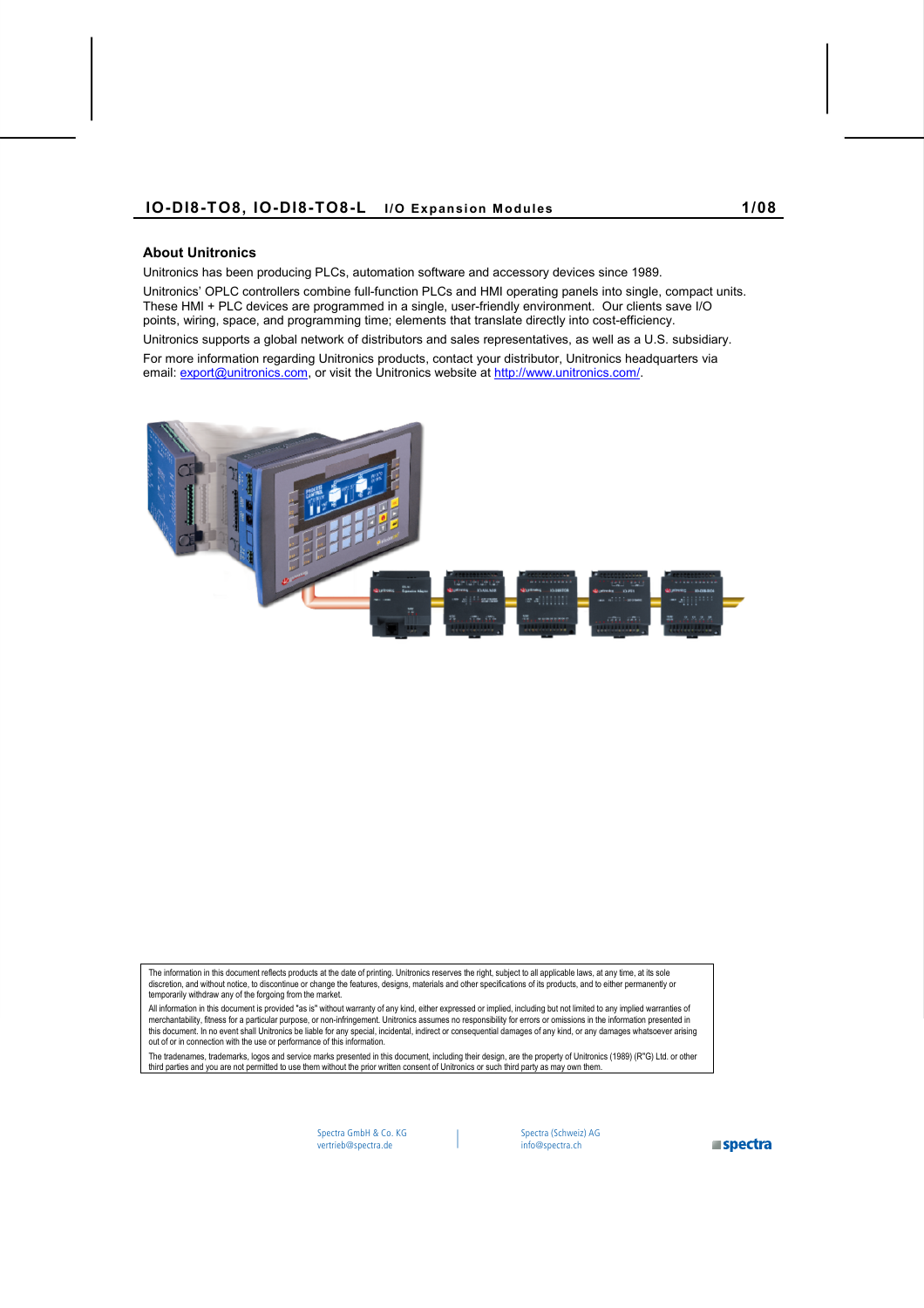## About Unitronics

Unitronics has been producing PLCs, automation software and accessory devices since 1989.

Unitronics' OPLC controllers combine full-function PLCs and HMI operating panels into single, compact units. These HMI + PLC devices are programmed in a single, user-friendly environment. Our clients save I/O points, wiring, space, and programming time; elements that translate directly into cost-efficiency.

Unitronics supports a global network of distributors and sales representatives, as well as a U.S. subsidiary.

For more information regarding Unitronics products, contact your distributor, Unitronics headquarters via email: export@unitronics.com, or visit the Unitronics website at http://www.unitronics.com/.

The information in this document reflects products at the date of printing. Unitronics reserves the right, subject to all applicable laws, at any time, at its sole discretion, and without notice, to discontinue or change the features, designs, materials and other specifications of its products, and to either permanently or temporarily withdraw any of the forgoing from the market.

All information in this document is provided "as is" without warranty of any kind, either expressed or implied, including but not limited to any implied warranties of merchantability, fitness for a particular purpose, or non-infringement. Unitronics assumes no responsibility for errors or omissions in the information presented in this document. In no event shall Unitronics be liable for any special, incidental, indirect or consequential damages of any kind, or any damages whatsoever arising out of or in connection with the use or performance of this information.

The tradenames, trademarks, logos and service marks presented in this document, including their design, are the property of Unitronics (1989) (R"G) Ltd. or other third parties and you are not permitted to use them without the prior written consent of Unitronics or such third party as may own them.

Spectra GmbH & Co. KG
vertrieb@spectra.de

Spectra (Schweiz) AG
info@spectra.ch

spectra